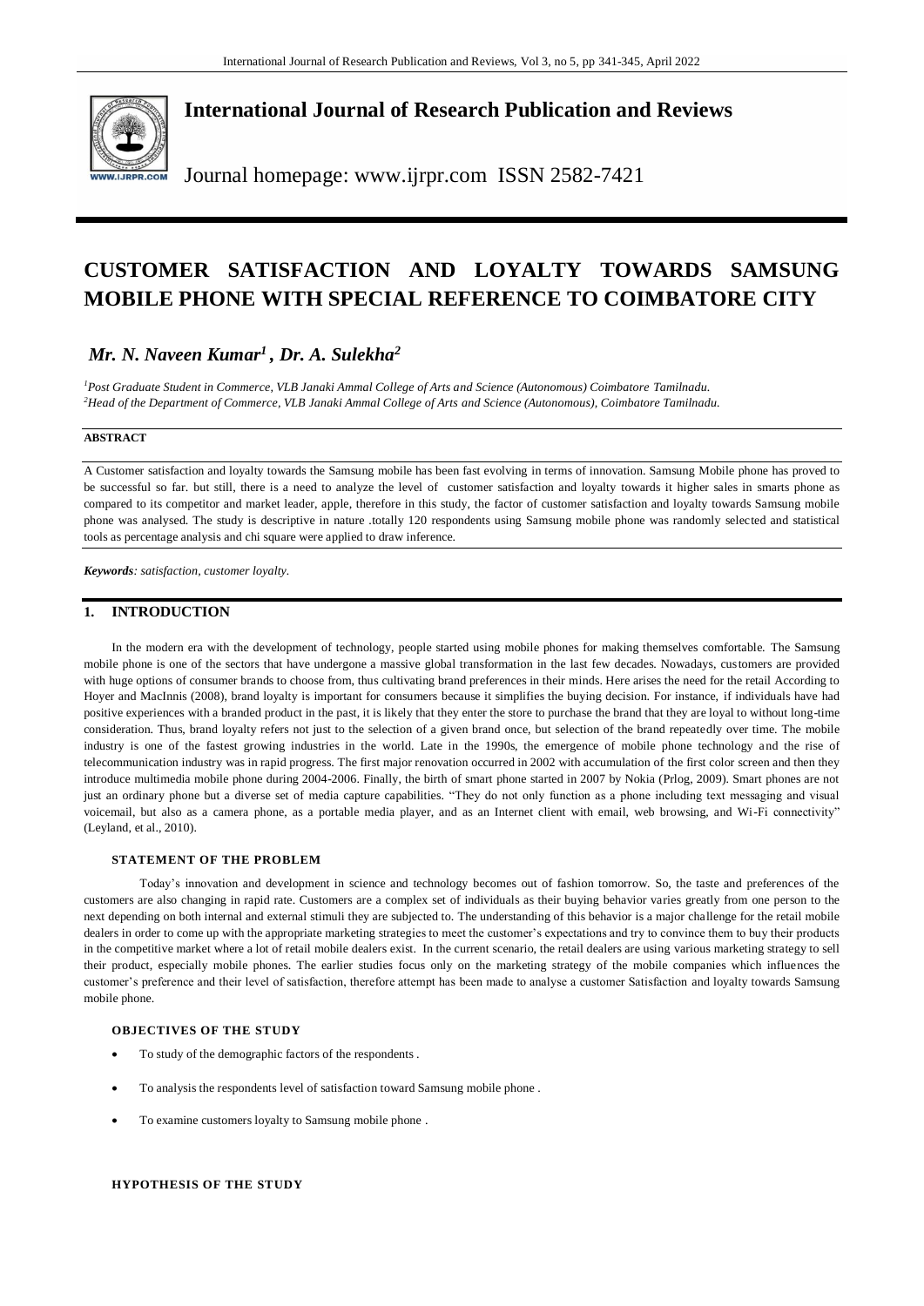# International Journal of Research Publication and Reviews

Journal homepage: www.ijrpr.com ISSN 2582-7421

# CUSTOMER SATISFACTION AND LOYALTY TOWARDS SAMSUNG MOBILE PHONE WITH SPECIAL REFERENCE TO COIMBATORE CITY

***Mr. N. Naveen Kumar[1] , Dr. A. Sulekha[2]***

[1]*Post Graduate Student in Commerce, VLB Janaki Ammal College of Arts and Science (Autonomous) Coimbatore Tamilnadu.*
[2]*Head of the Department of Commerce, VLB Janaki Ammal College of Arts and Science (Autonomous), Coimbatore Tamilnadu.*

## ABSTRACT

A Customer satisfaction and loyalty towards the Samsung mobile has been fast evolving in terms of innovation. Samsung Mobile phone has proved to be successful so far. but still, there is a need to analyze the level of customer satisfaction and loyalty towards it higher sales in smarts phone as compared to its competitor and market leader, apple, therefore in this study, the factor of customer satisfaction and loyalty towards Samsung mobile phone was analysed. The study is descriptive in nature .totally 120 respondents using Samsung mobile phone was randomly selected and statistical tools as percentage analysis and chi square were applied to draw inference.

***Keywords**: satisfaction, customer loyalty.*

## 1. INTRODUCTION

In the modern era with the development of technology, people started using mobile phones for making themselves comfortable. The Samsung mobile phone is one of the sectors that have undergone a massive global transformation in the last few decades. Nowadays, customers are provided with huge options of consumer brands to choose from, thus cultivating brand preferences in their minds. Here arises the need for the retail According to Hoyer and MacInnis (2008), brand loyalty is important for consumers because it simplifies the buying decision. For instance, if individuals have had positive experiences with a branded product in the past, it is likely that they enter the store to purchase the brand that they are loyal to without long-time consideration. Thus, brand loyalty refers not just to the selection of a given brand once, but selection of the brand repeatedly over time. The mobile industry is one of the fastest growing industries in the world. Late in the 1990s, the emergence of mobile phone technology and the rise of telecommunication industry was in rapid progress. The first major renovation occurred in 2002 with accumulation of the first color screen and then they introduce multimedia mobile phone during 2004-2006. Finally, the birth of smart phone started in 2007 by Nokia (Prlog, 2009). Smart phones are not just an ordinary phone but a diverse set of media capture capabilities. "They do not only function as a phone including text messaging and visual voicemail, but also as a camera phone, as a portable media player, and as an Internet client with email, web browsing, and Wi-Fi connectivity" (Leyland, et al., 2010).

### STATEMENT OF THE PROBLEM

Today's innovation and development in science and technology becomes out of fashion tomorrow. So, the taste and preferences of the customers are also changing in rapid rate. Customers are a complex set of individuals as their buying behavior varies greatly from one person to the next depending on both internal and external stimuli they are subjected to. The understanding of this behavior is a major challenge for the retail mobile dealers in order to come up with the appropriate marketing strategies to meet the customer's expectations and try to convince them to buy their products in the competitive market where a lot of retail mobile dealers exist. In the current scenario, the retail dealers are using various marketing strategy to sell their product, especially mobile phones. The earlier studies focus only on the marketing strategy of the mobile companies which influences the customer's preference and their level of satisfaction, therefore attempt has been made to analyse a customer Satisfaction and loyalty towards Samsung mobile phone.

### OBJECTIVES OF THE STUDY

- To study of the demographic factors of the respondents .
- To analysis the respondents level of satisfaction toward Samsung mobile phone .
- To examine customers loyalty to Samsung mobile phone .

### HYPOTHESIS OF THE STUDY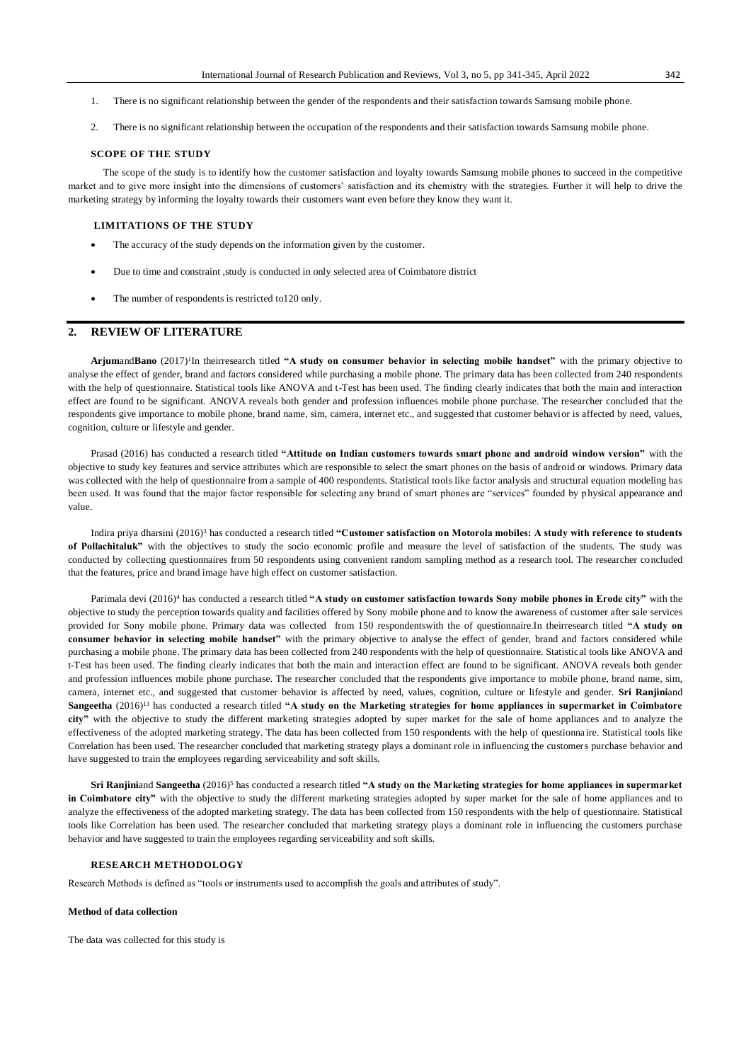1. There is no significant relationship between the gender of the respondents and their satisfaction towards Samsung mobile phone.

2. There is no significant relationship between the occupation of the respondents and their satisfaction towards Samsung mobile phone.

### SCOPE OF THE STUDY

The scope of the study is to identify how the customer satisfaction and loyalty towards Samsung mobile phones to succeed in the competitive market and to give more insight into the dimensions of customers' satisfaction and its chemistry with the strategies. Further it will help to drive the marketing strategy by informing the loyalty towards their customers want even before they know they want it.

### LIMITATIONS OF THE STUDY

- The accuracy of the study depends on the information given by the customer.
- Due to time and constraint ,study is conducted in only selected area of Coimbatore district
- The number of respondents is restricted to120 only.

## 2. REVIEW OF LITERATURE

**Arjum**and**Bano** (2017)[1]In theirresearch titled **"A study on consumer behavior in selecting mobile handset"** with the primary objective to analyse the effect of gender, brand and factors considered while purchasing a mobile phone. The primary data has been collected from 240 respondents with the help of questionnaire. Statistical tools like ANOVA and t-Test has been used. The finding clearly indicates that both the main and interaction effect are found to be significant. ANOVA reveals both gender and profession influences mobile phone purchase. The researcher concluded that the respondents give importance to mobile phone, brand name, sim, camera, internet etc., and suggested that customer behavior is affected by need, values, cognition, culture or lifestyle and gender.

Prasad (2016) has conducted a research titled **"Attitude on Indian customers towards smart phone and android window version"** with the objective to study key features and service attributes which are responsible to select the smart phones on the basis of android or windows. Primary data was collected with the help of questionnaire from a sample of 400 respondents. Statistical tools like factor analysis and structural equation modeling has been used. It was found that the major factor responsible for selecting any brand of smart phones are "services" founded by physical appearance and value.

Indira priya dharsini (2016)[3] has conducted a research titled **"Customer satisfaction on Motorola mobiles: A study with reference to students of Pollachitaluk"** with the objectives to study the socio economic profile and measure the level of satisfaction of the students. The study was conducted by collecting questionnaires from 50 respondents using convenient random sampling method as a research tool. The researcher concluded that the features, price and brand image have high effect on customer satisfaction.

Parimala devi (2016)[4] has conducted a research titled **"A study on customer satisfaction towards Sony mobile phones in Erode city"** with the objective to study the perception towards quality and facilities offered by Sony mobile phone and to know the awareness of customer after sale services provided for Sony mobile phone. Primary data was collected from 150 respondentswith the of questionnaire.In theirresearch titled **"A study on consumer behavior in selecting mobile handset"** with the primary objective to analyse the effect of gender, brand and factors considered while purchasing a mobile phone. The primary data has been collected from 240 respondents with the help of questionnaire. Statistical tools like ANOVA and t-Test has been used. The finding clearly indicates that both the main and interaction effect are found to be significant. ANOVA reveals both gender and profession influences mobile phone purchase. The researcher concluded that the respondents give importance to mobile phone, brand name, sim, camera, internet etc., and suggested that customer behavior is affected by need, values, cognition, culture or lifestyle and gender. **Sri Ranjini**and **Sangeetha** (2016)[13] has conducted a research titled **"A study on the Marketing strategies for home appliances in supermarket in Coimbatore city"** with the objective to study the different marketing strategies adopted by super market for the sale of home appliances and to analyze the effectiveness of the adopted marketing strategy. The data has been collected from 150 respondents with the help of questionnaire. Statistical tools like Correlation has been used. The researcher concluded that marketing strategy plays a dominant role in influencing the customers purchase behavior and have suggested to train the employees regarding serviceability and soft skills.

**Sri Ranjini**and **Sangeetha** (2016)[5] has conducted a research titled **"A study on the Marketing strategies for home appliances in supermarket in Coimbatore city"** with the objective to study the different marketing strategies adopted by super market for the sale of home appliances and to analyze the effectiveness of the adopted marketing strategy. The data has been collected from 150 respondents with the help of questionnaire. Statistical tools like Correlation has been used. The researcher concluded that marketing strategy plays a dominant role in influencing the customers purchase behavior and have suggested to train the employees regarding serviceability and soft skills.

### RESEARCH METHODOLOGY

Research Methods is defined as "tools or instruments used to accomplish the goals and attributes of study".

**Method of data collection**

The data was collected for this study is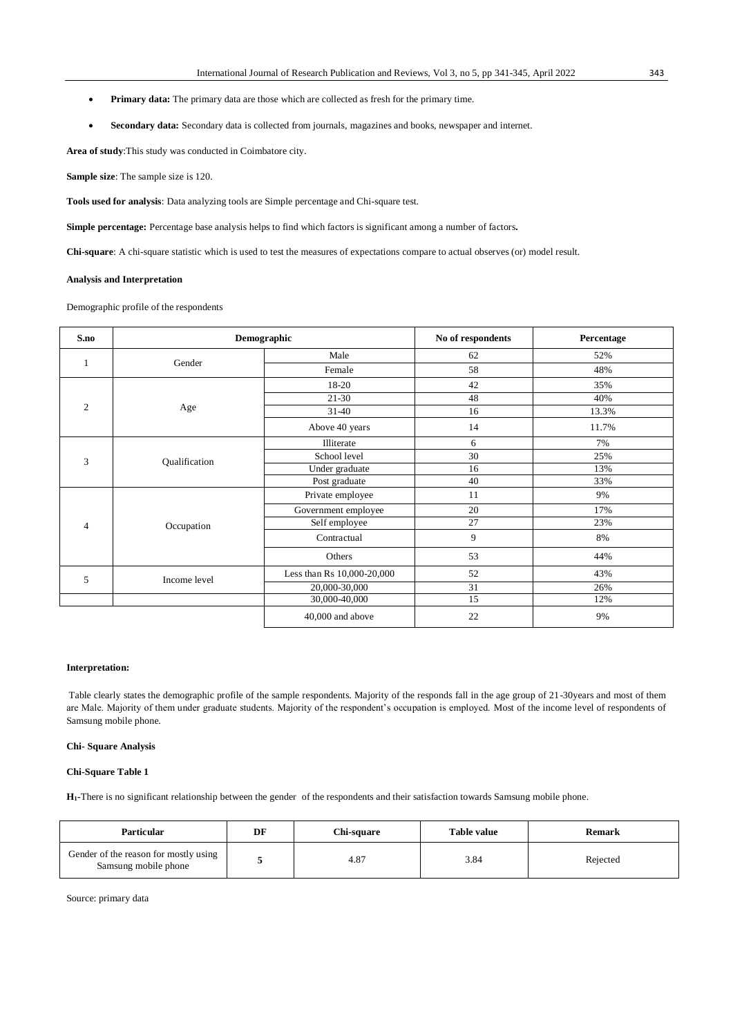- **Primary data:** The primary data are those which are collected as fresh for the primary time.
- **Secondary data:** Secondary data is collected from journals, magazines and books, newspaper and internet.

**Area of study**:This study was conducted in Coimbatore city.

**Sample size**: The sample size is 120.

**Tools used for analysis**: Data analyzing tools are Simple percentage and Chi-square test.

**Simple percentage:** Percentage base analysis helps to find which factors is significant among a number of factors**.**

**Chi-square**: A chi-square statistic which is used to test the measures of expectations compare to actual observes (or) model result.

**Analysis and Interpretation**

Demographic profile of the respondents

| S.no | Demographic | | No of respondents | Percentage |
|---|---|---|---|---|
| 1 | Gender | Male | 62 | 52% |
| | | Female | 58 | 48% |
| 2 | Age | 18-20 | 42 | 35% |
| | | 21-30 | 48 | 40% |
| | | 31-40 | 16 | 13.3% |
| | | Above 40 years | 14 | 11.7% |
| 3 | Qualification | Illiterate | 6 | 7% |
| | | School level | 30 | 25% |
| | | Under graduate | 16 | 13% |
| | | Post graduate | 40 | 33% |
| 4 | Occupation | Private employee | 11 | 9% |
| | | Government employee | 20 | 17% |
| | | Self employee | 27 | 23% |
| | | Contractual | 9 | 8% |
| | | Others | 53 | 44% |
| 5 | Income level | Less than Rs 10,000-20,000 | 52 | 43% |
| | | 20,000-30,000 | 31 | 26% |
| | | 30,000-40,000 | 15 | 12% |
| | | 40,000 and above | 22 | 9% |

**Interpretation:**

Table clearly states the demographic profile of the sample respondents. Majority of the responds fall in the age group of 21-30years and most of them are Male. Majority of them under graduate students. Majority of the respondent's occupation is employed. Most of the income level of respondents of Samsung mobile phone.

**Chi- Square Analysis**

**Chi-Square Table 1**

**$H_1$**-There is no significant relationship between the gender of the respondents and their satisfaction towards Samsung mobile phone.

| Particular | DF | Chi-square | Table value | Remark |
|---|---|---|---|---|
| Gender of the reason for mostly using Samsung mobile phone | **5** | 4.87 | 3.84 | Rejected |

Source: primary data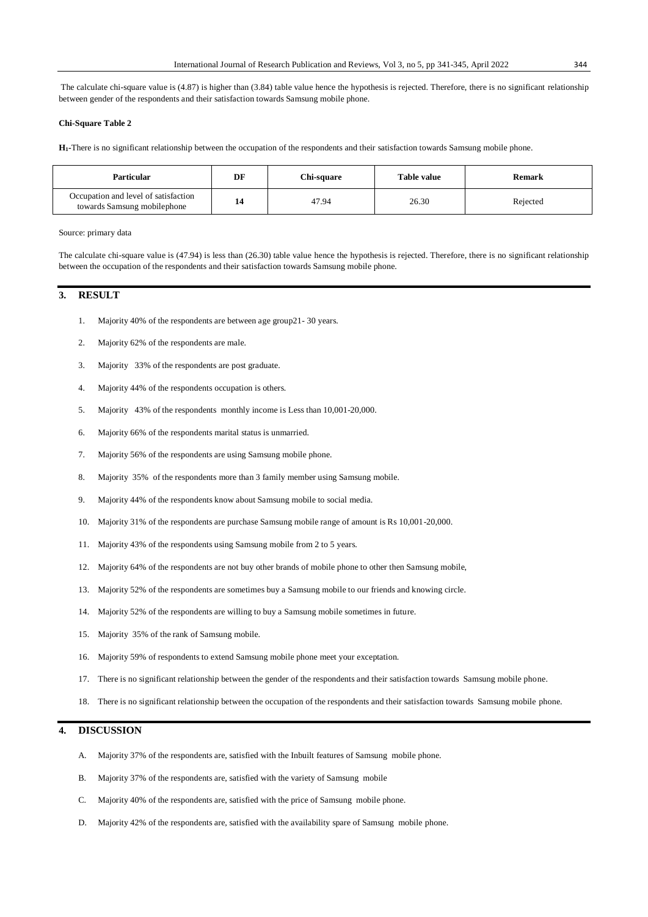The calculate chi-square value is (4.87) is higher than (3.84) table value hence the hypothesis is rejected. Therefore, there is no significant relationship between gender of the respondents and their satisfaction towards Samsung mobile phone.

**Chi-Square Table 2**

**$H_1$**-There is no significant relationship between the occupation of the respondents and their satisfaction towards Samsung mobile phone.

| Particular | DF | Chi-square | Table value | Remark |
|---|---|---|---|---|
| Occupation and level of satisfaction towards Samsung mobilephone | 14 | 47.94 | 26.30 | Rejected |

Source: primary data

The calculate chi-square value is (47.94) is less than (26.30) table value hence the hypothesis is rejected. Therefore, there is no significant relationship between the occupation of the respondents and their satisfaction towards Samsung mobile phone.

## 3. RESULT

1. Majority 40% of the respondents are between age group21- 30 years.
2. Majority 62% of the respondents are male.
3. Majority 33% of the respondents are post graduate.
4. Majority 44% of the respondents occupation is others.
5. Majority 43% of the respondents monthly income is Less than 10,001-20,000.
6. Majority 66% of the respondents marital status is unmarried.
7. Majority 56% of the respondents are using Samsung mobile phone.
8. Majority 35% of the respondents more than 3 family member using Samsung mobile.
9. Majority 44% of the respondents know about Samsung mobile to social media.
10. Majority 31% of the respondents are purchase Samsung mobile range of amount is Rs 10,001-20,000.
11. Majority 43% of the respondents using Samsung mobile from 2 to 5 years.
12. Majority 64% of the respondents are not buy other brands of mobile phone to other then Samsung mobile,
13. Majority 52% of the respondents are sometimes buy a Samsung mobile to our friends and knowing circle.
14. Majority 52% of the respondents are willing to buy a Samsung mobile sometimes in future.
15. Majority 35% of the rank of Samsung mobile.
16. Majority 59% of respondents to extend Samsung mobile phone meet your exceptation.
17. There is no significant relationship between the gender of the respondents and their satisfaction towards Samsung mobile phone.
18. There is no significant relationship between the occupation of the respondents and their satisfaction towards Samsung mobile phone.

## 4. DISCUSSION

A. Majority 37% of the respondents are, satisfied with the Inbuilt features of Samsung mobile phone.

B. Majority 37% of the respondents are, satisfied with the variety of Samsung mobile

C. Majority 40% of the respondents are, satisfied with the price of Samsung mobile phone.

D. Majority 42% of the respondents are, satisfied with the availability spare of Samsung mobile phone.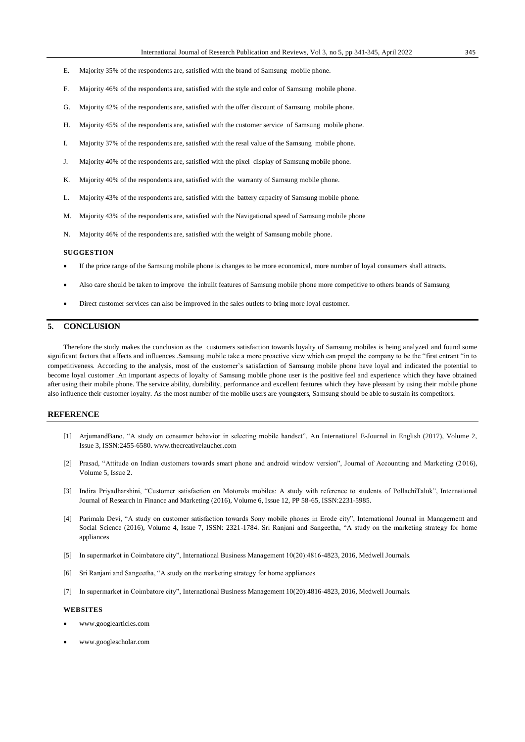E. Majority 35% of the respondents are, satisfied with the brand of Samsung mobile phone.

F. Majority 46% of the respondents are, satisfied with the style and color of Samsung mobile phone.

G. Majority 42% of the respondents are, satisfied with the offer discount of Samsung mobile phone.

H. Majority 45% of the respondents are, satisfied with the customer service of Samsung mobile phone.

I. Majority 37% of the respondents are, satisfied with the resal value of the Samsung mobile phone.

J. Majority 40% of the respondents are, satisfied with the pixel display of Samsung mobile phone.

K. Majority 40% of the respondents are, satisfied with the warranty of Samsung mobile phone.

L. Majority 43% of the respondents are, satisfied with the battery capacity of Samsung mobile phone.

M. Majority 43% of the respondents are, satisfied with the Navigational speed of Samsung mobile phone

N. Majority 46% of the respondents are, satisfied with the weight of Samsung mobile phone.

### SUGGESTION

- If the price range of the Samsung mobile phone is changes to be more economical, more number of loyal consumers shall attracts.
- Also care should be taken to improve the inbuilt features of Samsung mobile phone more competitive to others brands of Samsung
- Direct customer services can also be improved in the sales outlets to bring more loyal customer.

## 5. CONCLUSION

Therefore the study makes the conclusion as the customers satisfaction towards loyalty of Samsung mobiles is being analyzed and found some significant factors that affects and influences .Samsung mobile take a more proactive view which can propel the company to be the "first entrant "in to competitiveness. According to the analysis, most of the customer's satisfaction of Samsung mobile phone have loyal and indicated the potential to become loyal customer .An important aspects of loyalty of Samsung mobile phone user is the positive feel and experience which they have obtained after using their mobile phone. The service ability, durability, performance and excellent features which they have pleasant by using their mobile phone also influence their customer loyalty. As the most number of the mobile users are youngsters, Samsung should be able to sustain its competitors.

## REFERENCE

[1] ArjumandBano, "A study on consumer behavior in selecting mobile handset", An International E-Journal in English (2017), Volume 2, Issue 3, ISSN:2455-6580. www.thecreativelaucher.com

[2] Prasad, "Attitude on Indian customers towards smart phone and android window version", Journal of Accounting and Marketing (2016), Volume 5, Issue 2.

[3] Indira Priyadharshini, "Customer satisfaction on Motorola mobiles: A study with reference to students of PollachiTaluk", International Journal of Research in Finance and Marketing (2016), Volume 6, Issue 12, PP 58-65, ISSN:2231-5985.

[4] Parimala Devi, "A study on customer satisfaction towards Sony mobile phones in Erode city", International Journal in Management and Social Science (2016), Volume 4, Issue 7, ISSN: 2321-1784. Sri Ranjani and Sangeetha, "A study on the marketing strategy for home appliances

[5] In supermarket in Coimbatore city", International Business Management 10(20):4816-4823, 2016, Medwell Journals.

[6] Sri Ranjani and Sangeetha, "A study on the marketing strategy for home appliances

[7] In supermarket in Coimbatore city", International Business Management 10(20):4816-4823, 2016, Medwell Journals.

### WEBSITES

- www.googlearticles.com
- www.googlescholar.com